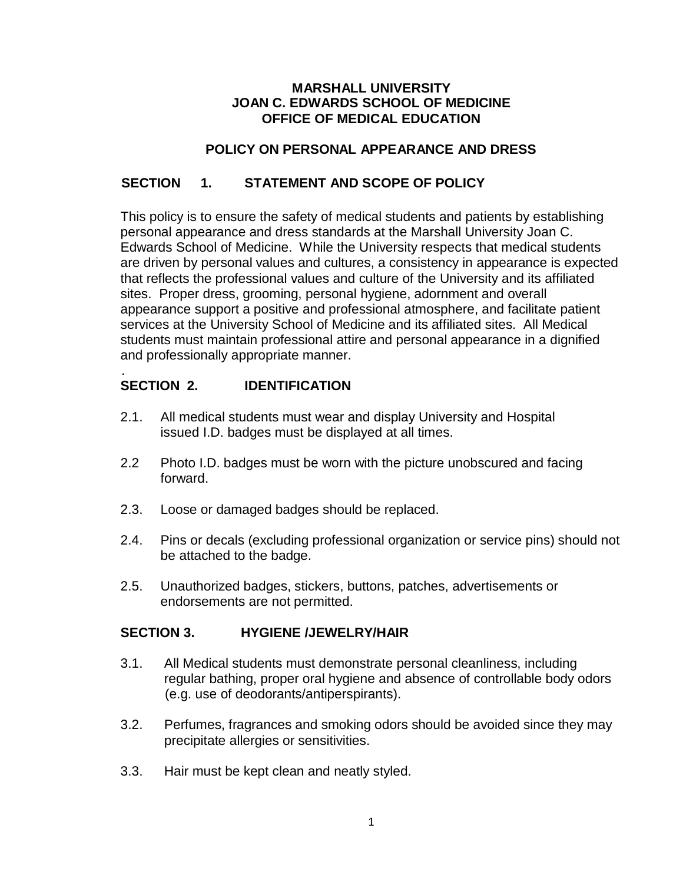**MARSHALL UNIVERSITY**
**JOAN C. EDWARDS SCHOOL OF MEDICINE**
**OFFICE OF MEDICAL EDUCATION**

# POLICY ON PERSONAL APPEARANCE AND DRESS

## SECTION 1. STATEMENT AND SCOPE OF POLICY

This policy is to ensure the safety of medical students and patients by establishing personal appearance and dress standards at the Marshall University Joan C. Edwards School of Medicine. While the University respects that medical students are driven by personal values and cultures, a consistency in appearance is expected that reflects the professional values and culture of the University and its affiliated sites. Proper dress, grooming, personal hygiene, adornment and overall appearance support a positive and professional atmosphere, and facilitate patient services at the University School of Medicine and its affiliated sites. All Medical students must maintain professional attire and personal appearance in a dignified and professionally appropriate manner.

.

## SECTION 2. IDENTIFICATION

2.1. All medical students must wear and display University and Hospital issued I.D. badges must be displayed at all times.

2.2 Photo I.D. badges must be worn with the picture unobscured and facing forward.

2.3. Loose or damaged badges should be replaced.

2.4. Pins or decals (excluding professional organization or service pins) should not be attached to the badge.

2.5. Unauthorized badges, stickers, buttons, patches, advertisements or endorsements are not permitted.

## SECTION 3. HYGIENE /JEWELRY/HAIR

3.1. All Medical students must demonstrate personal cleanliness, including regular bathing, proper oral hygiene and absence of controllable body odors (e.g. use of deodorants/antiperspirants).

3.2. Perfumes, fragrances and smoking odors should be avoided since they may precipitate allergies or sensitivities.

3.3. Hair must be kept clean and neatly styled.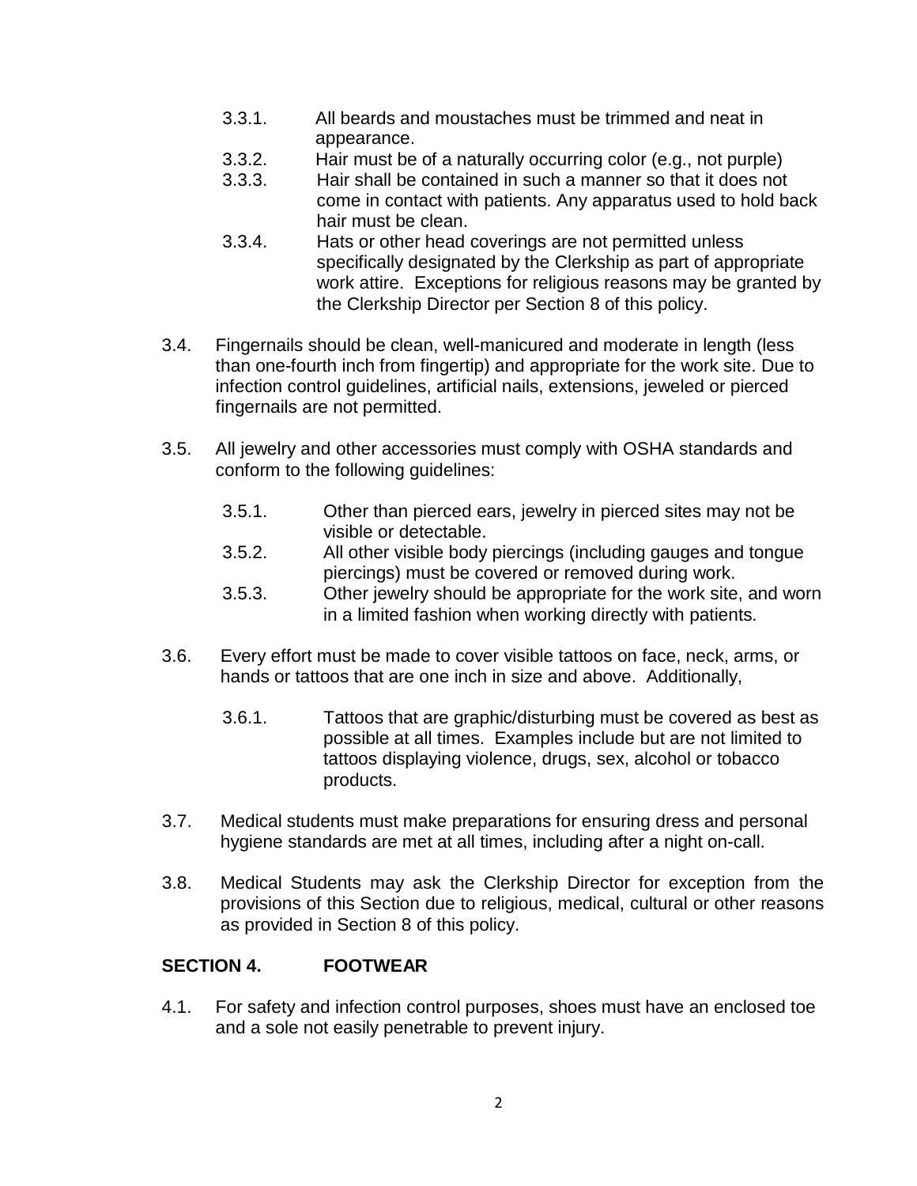3.3.1. All beards and moustaches must be trimmed and neat in appearance.

3.3.2. Hair must be of a naturally occurring color (e.g., not purple)

3.3.3. Hair shall be contained in such a manner so that it does not come in contact with patients. Any apparatus used to hold back hair must be clean.

3.3.4. Hats or other head coverings are not permitted unless specifically designated by the Clerkship as part of appropriate work attire. Exceptions for religious reasons may be granted by the Clerkship Director per Section 8 of this policy.

3.4. Fingernails should be clean, well-manicured and moderate in length (less than one-fourth inch from fingertip) and appropriate for the work site. Due to infection control guidelines, artificial nails, extensions, jeweled or pierced fingernails are not permitted.

3.5. All jewelry and other accessories must comply with OSHA standards and conform to the following guidelines:

3.5.1. Other than pierced ears, jewelry in pierced sites may not be visible or detectable.

3.5.2. All other visible body piercings (including gauges and tongue piercings) must be covered or removed during work.

3.5.3. Other jewelry should be appropriate for the work site, and worn in a limited fashion when working directly with patients.

3.6. Every effort must be made to cover visible tattoos on face, neck, arms, or hands or tattoos that are one inch in size and above. Additionally,

3.6.1. Tattoos that are graphic/disturbing must be covered as best as possible at all times. Examples include but are not limited to tattoos displaying violence, drugs, sex, alcohol or tobacco products.

3.7. Medical students must make preparations for ensuring dress and personal hygiene standards are met at all times, including after a night on-call.

3.8. Medical Students may ask the Clerkship Director for exception from the provisions of this Section due to religious, medical, cultural or other reasons as provided in Section 8 of this policy.

## SECTION 4. FOOTWEAR

4.1. For safety and infection control purposes, shoes must have an enclosed toe and a sole not easily penetrable to prevent injury.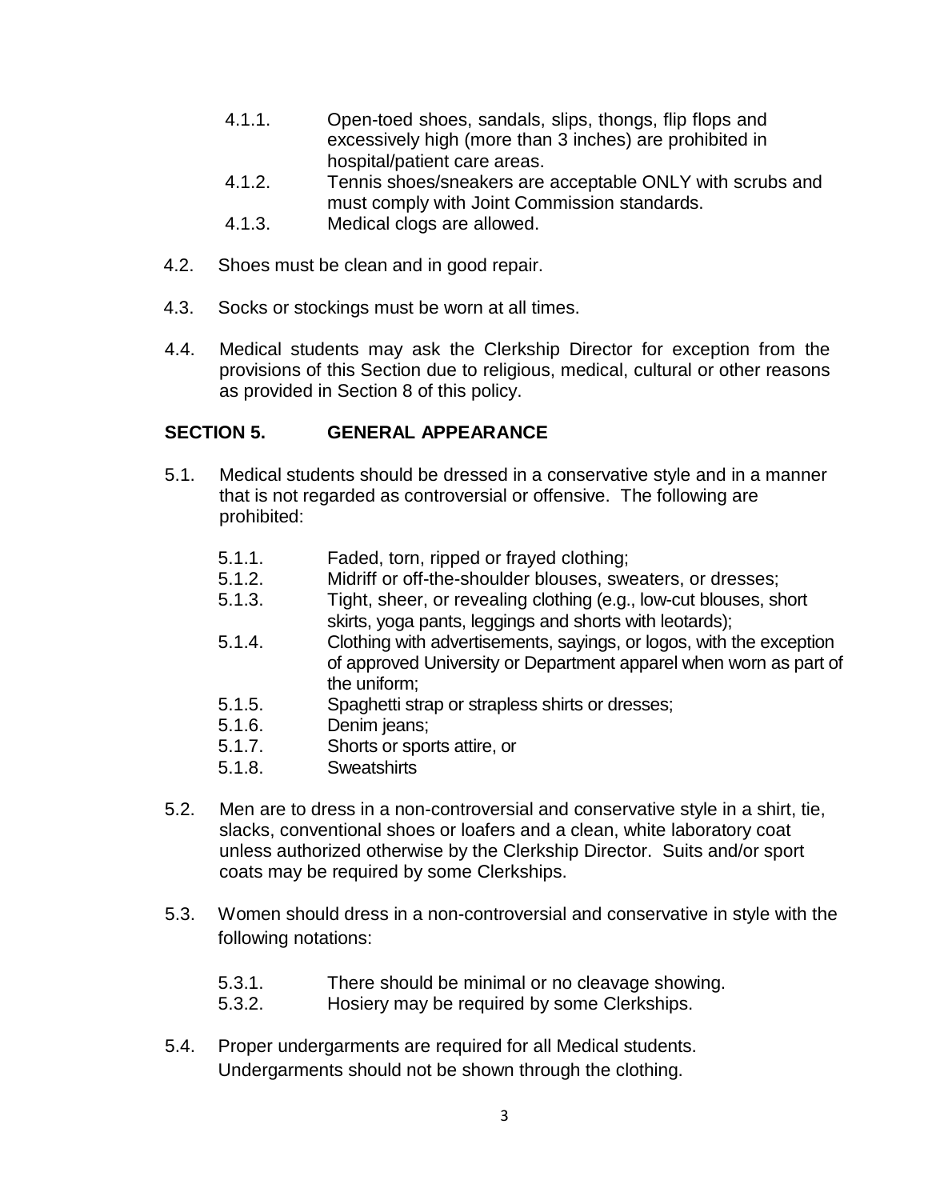4.1.1. Open-toed shoes, sandals, slips, thongs, flip flops and excessively high (more than 3 inches) are prohibited in hospital/patient care areas.

4.1.2. Tennis shoes/sneakers are acceptable ONLY with scrubs and must comply with Joint Commission standards.

4.1.3. Medical clogs are allowed.

4.2. Shoes must be clean and in good repair.

4.3. Socks or stockings must be worn at all times.

4.4. Medical students may ask the Clerkship Director for exception from the provisions of this Section due to religious, medical, cultural or other reasons as provided in Section 8 of this policy.

## SECTION 5. GENERAL APPEARANCE

5.1. Medical students should be dressed in a conservative style and in a manner that is not regarded as controversial or offensive. The following are prohibited:

5.1.1. Faded, torn, ripped or frayed clothing;

5.1.2. Midriff or off-the-shoulder blouses, sweaters, or dresses;

5.1.3. Tight, sheer, or revealing clothing (e.g., low-cut blouses, short skirts, yoga pants, leggings and shorts with leotards);

5.1.4. Clothing with advertisements, sayings, or logos, with the exception of approved University or Department apparel when worn as part of the uniform;

5.1.5. Spaghetti strap or strapless shirts or dresses;

5.1.6. Denim jeans;

5.1.7. Shorts or sports attire, or

5.1.8. Sweatshirts

5.2. Men are to dress in a non-controversial and conservative style in a shirt, tie, slacks, conventional shoes or loafers and a clean, white laboratory coat unless authorized otherwise by the Clerkship Director. Suits and/or sport coats may be required by some Clerkships.

5.3. Women should dress in a non-controversial and conservative in style with the following notations:

5.3.1. There should be minimal or no cleavage showing.

5.3.2. Hosiery may be required by some Clerkships.

5.4. Proper undergarments are required for all Medical students. Undergarments should not be shown through the clothing.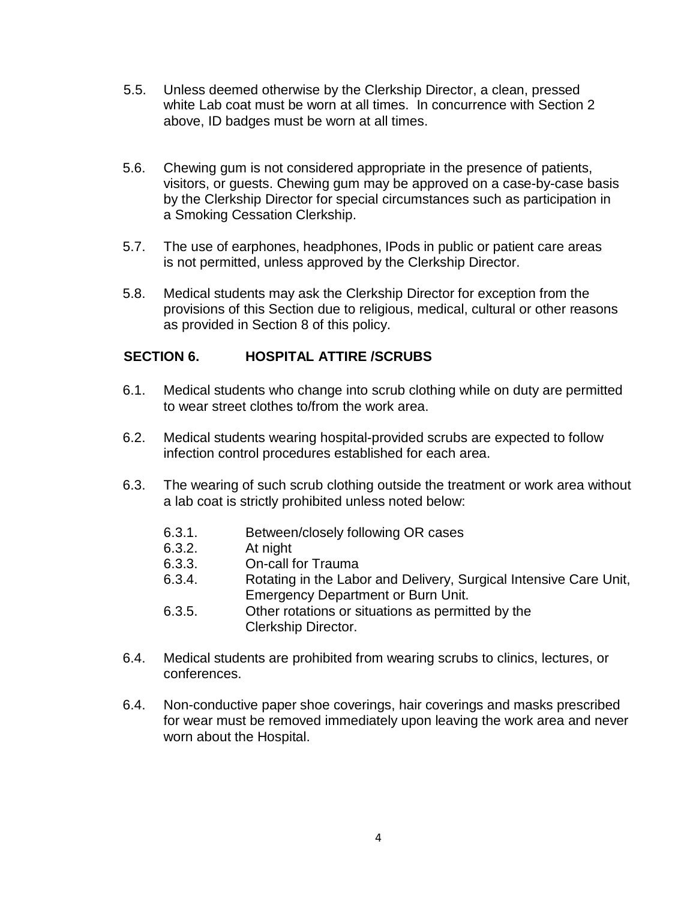5.5. Unless deemed otherwise by the Clerkship Director, a clean, pressed white Lab coat must be worn at all times. In concurrence with Section 2 above, ID badges must be worn at all times.

5.6. Chewing gum is not considered appropriate in the presence of patients, visitors, or guests. Chewing gum may be approved on a case-by-case basis by the Clerkship Director for special circumstances such as participation in a Smoking Cessation Clerkship.

5.7. The use of earphones, headphones, IPods in public or patient care areas is not permitted, unless approved by the Clerkship Director.

5.8. Medical students may ask the Clerkship Director for exception from the provisions of this Section due to religious, medical, cultural or other reasons as provided in Section 8 of this policy.

## SECTION 6. HOSPITAL ATTIRE /SCRUBS

6.1. Medical students who change into scrub clothing while on duty are permitted to wear street clothes to/from the work area.

6.2. Medical students wearing hospital-provided scrubs are expected to follow infection control procedures established for each area.

6.3. The wearing of such scrub clothing outside the treatment or work area without a lab coat is strictly prohibited unless noted below:

- 6.3.1. Between/closely following OR cases
- 6.3.2. At night
- 6.3.3. On-call for Trauma
- 6.3.4. Rotating in the Labor and Delivery, Surgical Intensive Care Unit, Emergency Department or Burn Unit.
- 6.3.5. Other rotations or situations as permitted by the Clerkship Director.

6.4. Medical students are prohibited from wearing scrubs to clinics, lectures, or conferences.

6.4. Non-conductive paper shoe coverings, hair coverings and masks prescribed for wear must be removed immediately upon leaving the work area and never worn about the Hospital.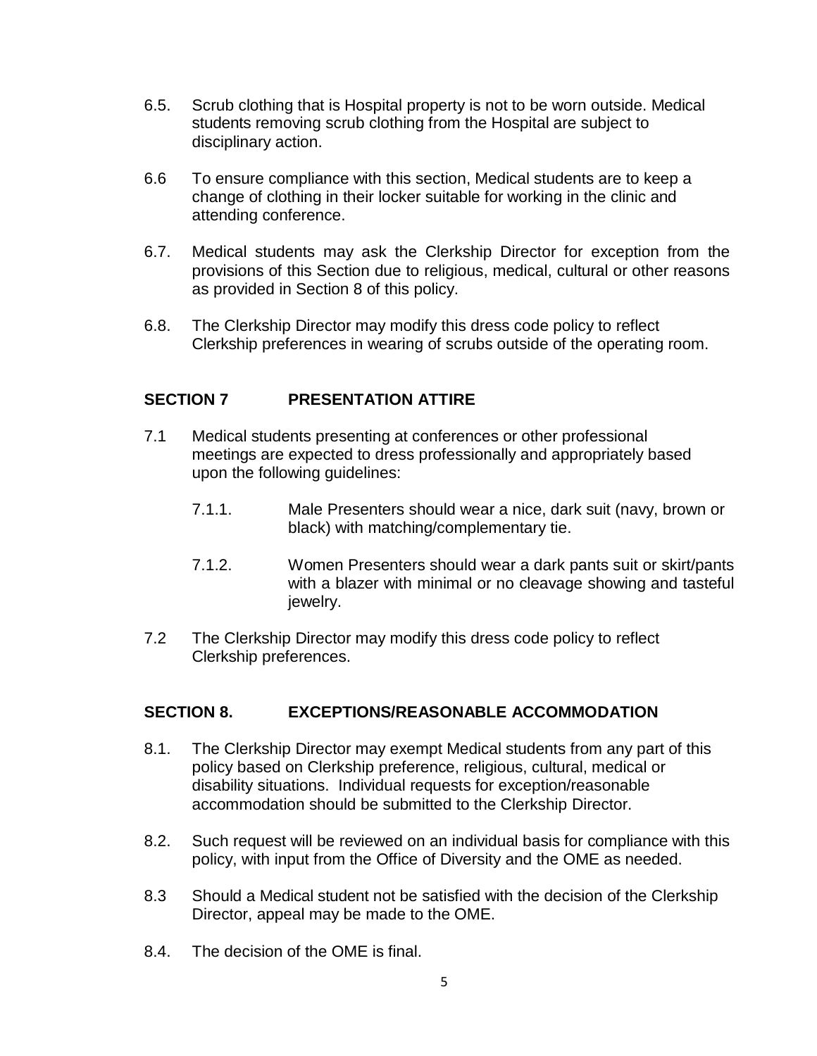6.5. Scrub clothing that is Hospital property is not to be worn outside. Medical students removing scrub clothing from the Hospital are subject to disciplinary action.

6.6 To ensure compliance with this section, Medical students are to keep a change of clothing in their locker suitable for working in the clinic and attending conference.

6.7. Medical students may ask the Clerkship Director for exception from the provisions of this Section due to religious, medical, cultural or other reasons as provided in Section 8 of this policy.

6.8. The Clerkship Director may modify this dress code policy to reflect Clerkship preferences in wearing of scrubs outside of the operating room.

## SECTION 7 PRESENTATION ATTIRE

7.1 Medical students presenting at conferences or other professional meetings are expected to dress professionally and appropriately based upon the following guidelines:

- 7.1.1. Male Presenters should wear a nice, dark suit (navy, brown or black) with matching/complementary tie.
- 7.1.2. Women Presenters should wear a dark pants suit or skirt/pants with a blazer with minimal or no cleavage showing and tasteful jewelry.

7.2 The Clerkship Director may modify this dress code policy to reflect Clerkship preferences.

## SECTION 8. EXCEPTIONS/REASONABLE ACCOMMODATION

8.1. The Clerkship Director may exempt Medical students from any part of this policy based on Clerkship preference, religious, cultural, medical or disability situations. Individual requests for exception/reasonable accommodation should be submitted to the Clerkship Director.

8.2. Such request will be reviewed on an individual basis for compliance with this policy, with input from the Office of Diversity and the OME as needed.

8.3 Should a Medical student not be satisfied with the decision of the Clerkship Director, appeal may be made to the OME.

8.4. The decision of the OME is final.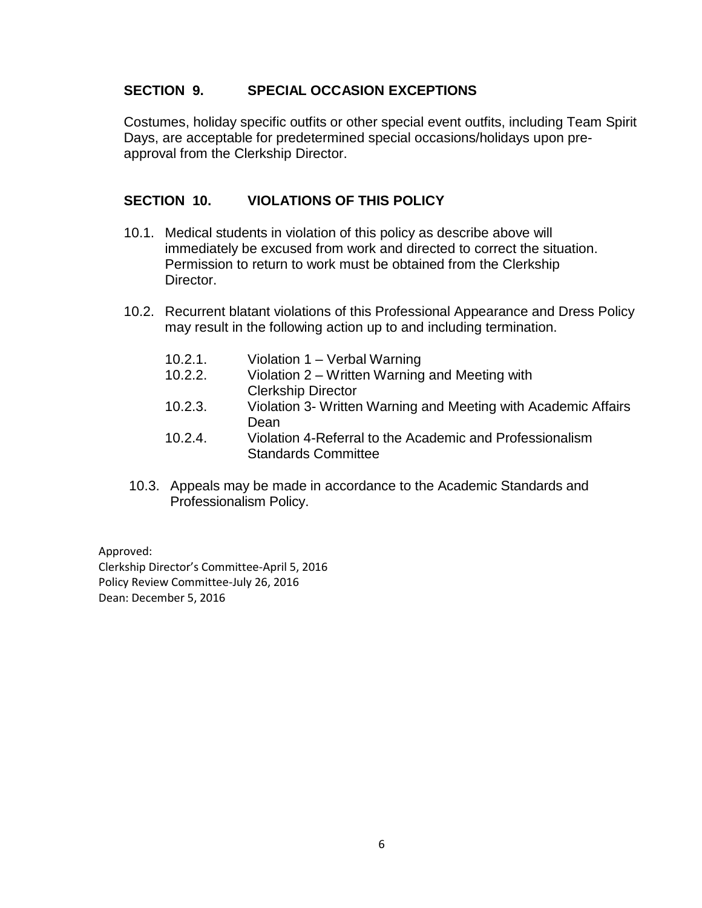## SECTION 9. SPECIAL OCCASION EXCEPTIONS

Costumes, holiday specific outfits or other special event outfits, including Team Spirit Days, are acceptable for predetermined special occasions/holidays upon pre-approval from the Clerkship Director.

## SECTION 10. VIOLATIONS OF THIS POLICY

10.1. Medical students in violation of this policy as describe above will immediately be excused from work and directed to correct the situation. Permission to return to work must be obtained from the Clerkship Director.

10.2. Recurrent blatant violations of this Professional Appearance and Dress Policy may result in the following action up to and including termination.

- 10.2.1. Violation 1 – Verbal Warning
- 10.2.2. Violation 2 – Written Warning and Meeting with Clerkship Director
- 10.2.3. Violation 3- Written Warning and Meeting with Academic Affairs Dean
- 10.2.4. Violation 4-Referral to the Academic and Professionalism Standards Committee

10.3. Appeals may be made in accordance to the Academic Standards and Professionalism Policy.

Approved:
Clerkship Director's Committee-April 5, 2016
Policy Review Committee-July 26, 2016
Dean: December 5, 2016